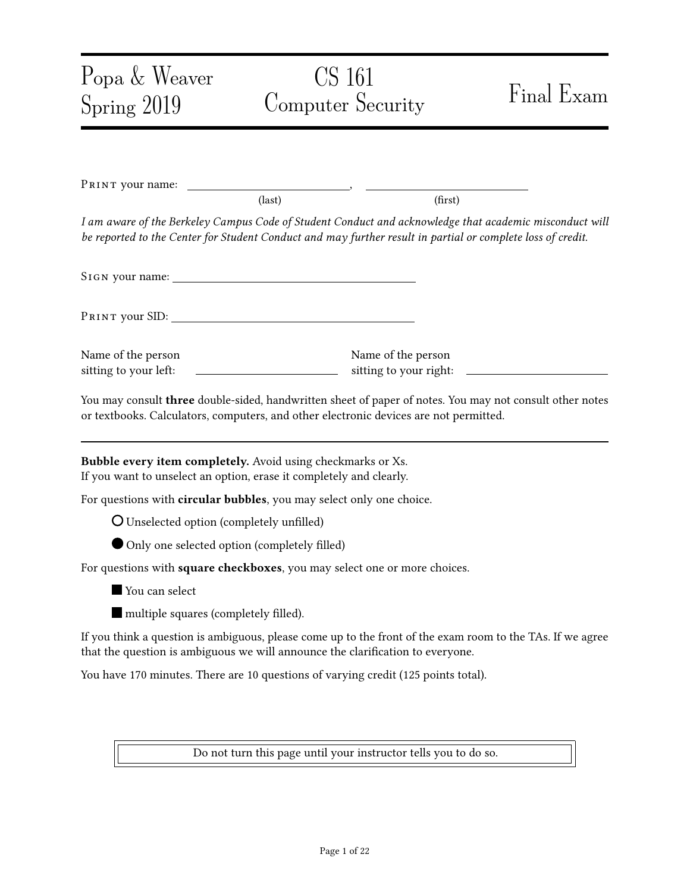Popa & Weaver
Spring 2019

# CS 161 Computer Security

# Final Exam

PRINT your name: ______________________, ______________________
(last) (first)

*I am aware of the Berkeley Campus Code of Student Conduct and acknowledge that academic misconduct will be reported to the Center for Student Conduct and may further result in partial or complete loss of credit.*

SIGN your name: ______________________

PRINT your SID: ______________________

Name of the person sitting to your left: ______________________

Name of the person sitting to your right: ______________________

You may consult **three** double-sided, handwritten sheet of paper of notes. You may not consult other notes or textbooks. Calculators, computers, and other electronic devices are not permitted.

---

**Bubble every item completely.** Avoid using checkmarks or Xs.
If you want to unselect an option, erase it completely and clearly.

For questions with **circular bubbles**, you may select only one choice.

○ Unselected option (completely unfilled)

● Only one selected option (completely filled)

For questions with **square checkboxes**, you may select one or more choices.

■ You can select

■ multiple squares (completely filled).

If you think a question is ambiguous, please come up to the front of the exam room to the TAs. If we agree that the question is ambiguous we will announce the clarification to everyone.

You have 170 minutes. There are 10 questions of varying credit (125 points total).

Do not turn this page until your instructor tells you to do so.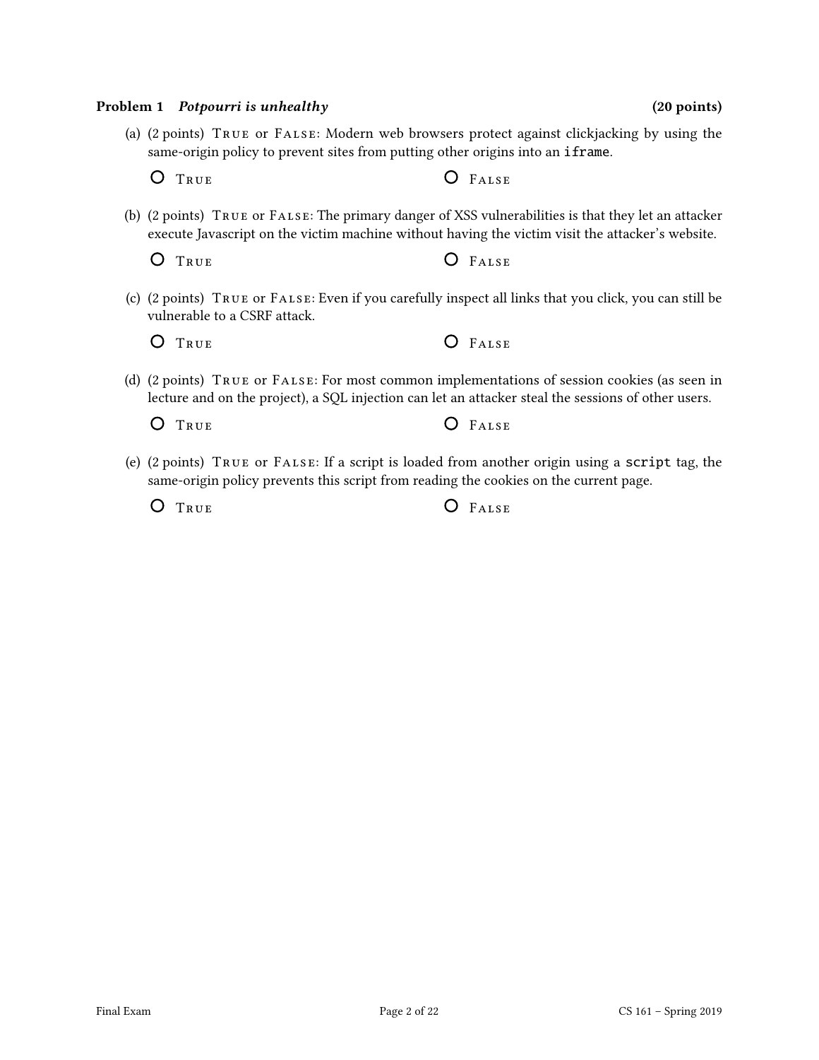**Problem 1** ***Potpourri is unhealthy*** **(20 points)**

(a) (2 points) True or False: Modern web browsers protect against clickjacking by using the same-origin policy to prevent sites from putting other origins into an `iframe`.

- ○ True
- ○ False

(b) (2 points) True or False: The primary danger of XSS vulnerabilities is that they let an attacker execute Javascript on the victim machine without having the victim visit the attacker's website.

- ○ True
- ○ False

(c) (2 points) True or False: Even if you carefully inspect all links that you click, you can still be vulnerable to a CSRF attack.

- ○ True
- ○ False

(d) (2 points) True or False: For most common implementations of session cookies (as seen in lecture and on the project), a SQL injection can let an attacker steal the sessions of other users.

- ○ True
- ○ False

(e) (2 points) True or False: If a script is loaded from another origin using a `script` tag, the same-origin policy prevents this script from reading the cookies on the current page.

- ○ True
- ○ False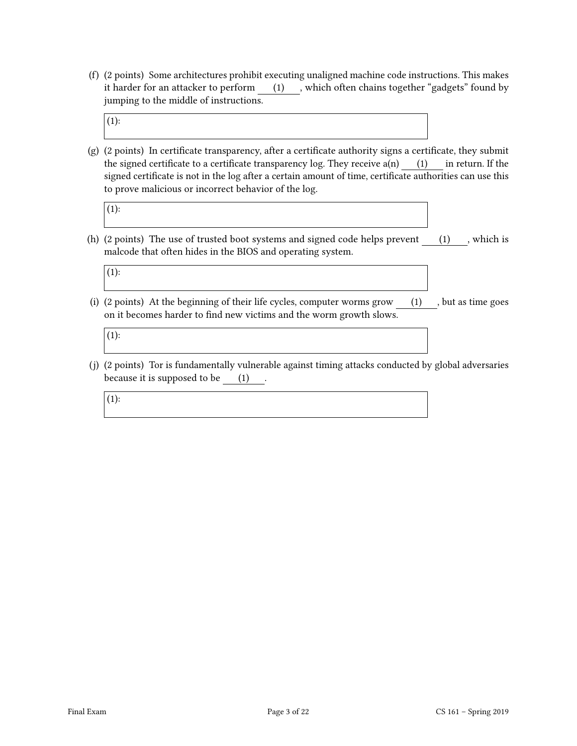(f) (2 points) Some architectures prohibit executing unaligned machine code instructions. This makes it harder for an attacker to perform ___(1)___, which often chains together "gadgets" found by jumping to the middle of instructions.

(1):

(g) (2 points) In certificate transparency, after a certificate authority signs a certificate, they submit the signed certificate to a certificate transparency log. They receive a(n) ___(1)___ in return. If the signed certificate is not in the log after a certain amount of time, certificate authorities can use this to prove malicious or incorrect behavior of the log.

(1):

(h) (2 points) The use of trusted boot systems and signed code helps prevent ___(1)___, which is malcode that often hides in the BIOS and operating system.

(1):

(i) (2 points) At the beginning of their life cycles, computer worms grow ___(1)___, but as time goes on it becomes harder to find new victims and the worm growth slows.

(1):

(j) (2 points) Tor is fundamentally vulnerable against timing attacks conducted by global adversaries because it is supposed to be ___(1)___.

(1):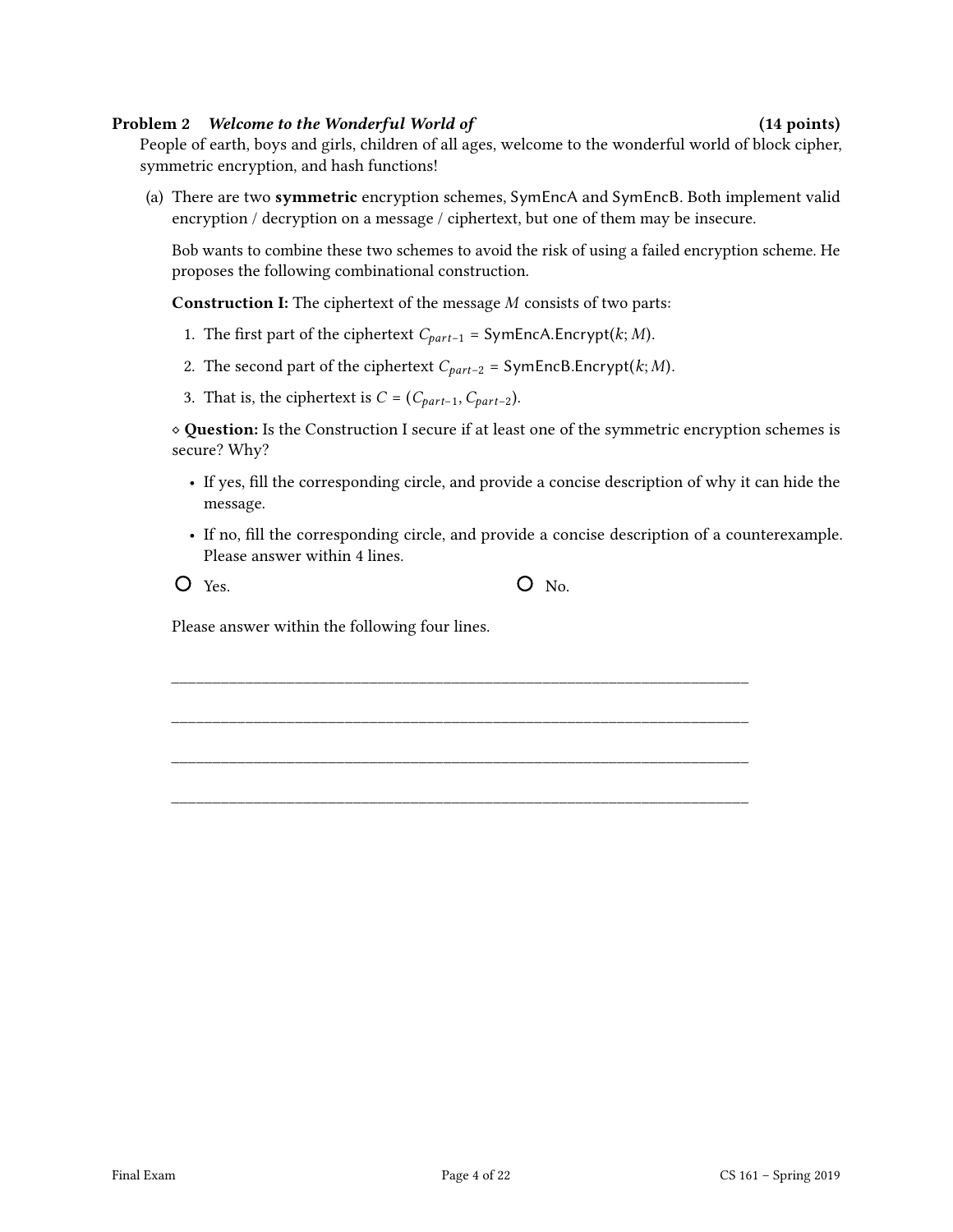## Problem 2 *Welcome to the Wonderful World of* (14 points)

People of earth, boys and girls, children of all ages, welcome to the wonderful world of block cipher, symmetric encryption, and hash functions!

(a) There are two **symmetric** encryption schemes, SymEncA and SymEncB. Both implement valid encryption / decryption on a message / ciphertext, but one of them may be insecure.

Bob wants to combine these two schemes to avoid the risk of using a failed encryption scheme. He proposes the following combinational construction.

**Construction I:** The ciphertext of the message $M$ consists of two parts:

1. The first part of the ciphertext $C_{part-1}$ = SymEncA.Encrypt($k$; $M$).
2. The second part of the ciphertext $C_{part-2}$ = SymEncB.Encrypt($k$; $M$).
3. That is, the ciphertext is $C = (C_{part-1}, C_{part-2})$.

⋄ **Question:** Is the Construction I secure if at least one of the symmetric encryption schemes is secure? Why?

- If yes, fill the corresponding circle, and provide a concise description of why it can hide the message.
- If no, fill the corresponding circle, and provide a concise description of a counterexample. Please answer within 4 lines.

○ Yes. ○ No.

Please answer within the following four lines.

\_\_\_\_\_\_\_\_\_\_\_\_\_\_\_\_\_\_\_\_\_\_\_\_\_\_\_\_\_\_\_\_\_\_\_\_\_\_\_\_\_\_\_\_\_\_\_\_\_\_\_\_\_\_\_\_\_\_\_\_\_\_\_\_\_\_\_\_

\_\_\_\_\_\_\_\_\_\_\_\_\_\_\_\_\_\_\_\_\_\_\_\_\_\_\_\_\_\_\_\_\_\_\_\_\_\_\_\_\_\_\_\_\_\_\_\_\_\_\_\_\_\_\_\_\_\_\_\_\_\_\_\_\_\_\_\_

\_\_\_\_\_\_\_\_\_\_\_\_\_\_\_\_\_\_\_\_\_\_\_\_\_\_\_\_\_\_\_\_\_\_\_\_\_\_\_\_\_\_\_\_\_\_\_\_\_\_\_\_\_\_\_\_\_\_\_\_\_\_\_\_\_\_\_\_

\_\_\_\_\_\_\_\_\_\_\_\_\_\_\_\_\_\_\_\_\_\_\_\_\_\_\_\_\_\_\_\_\_\_\_\_\_\_\_\_\_\_\_\_\_\_\_\_\_\_\_\_\_\_\_\_\_\_\_\_\_\_\_\_\_\_\_\_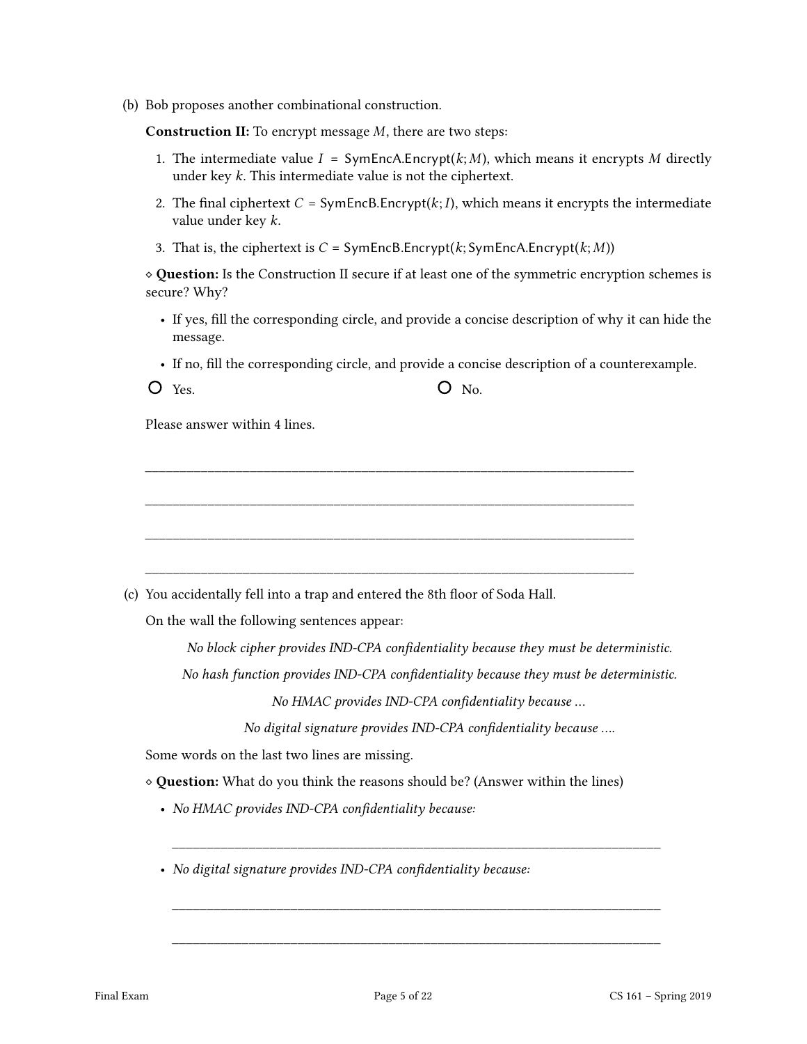(b) Bob proposes another combinational construction.

**Construction II:** To encrypt message $M$, there are two steps:

1. The intermediate value $I$ = SymEncA.Encrypt($k$; $M$), which means it encrypts $M$ directly under key $k$. This intermediate value is not the ciphertext.
2. The final ciphertext $C$ = SymEncB.Encrypt($k$; $I$), which means it encrypts the intermediate value under key $k$.
3. That is, the ciphertext is $C$ = SymEncB.Encrypt($k$; SymEncA.Encrypt($k$; $M$))

⋄ **Question:** Is the Construction II secure if at least one of the symmetric encryption schemes is secure? Why?

- If yes, fill the corresponding circle, and provide a concise description of why it can hide the message.
- If no, fill the corresponding circle, and provide a concise description of a counterexample.

○ Yes. ○ No.

Please answer within 4 lines.

\_\_\_\_\_\_\_\_\_\_\_\_\_\_\_\_\_\_\_\_\_\_\_\_\_\_\_\_\_\_\_\_\_\_\_\_\_\_\_\_\_\_\_\_\_\_\_\_\_\_\_\_\_\_\_\_\_\_\_\_\_\_\_\_\_\_

\_\_\_\_\_\_\_\_\_\_\_\_\_\_\_\_\_\_\_\_\_\_\_\_\_\_\_\_\_\_\_\_\_\_\_\_\_\_\_\_\_\_\_\_\_\_\_\_\_\_\_\_\_\_\_\_\_\_\_\_\_\_\_\_\_\_

\_\_\_\_\_\_\_\_\_\_\_\_\_\_\_\_\_\_\_\_\_\_\_\_\_\_\_\_\_\_\_\_\_\_\_\_\_\_\_\_\_\_\_\_\_\_\_\_\_\_\_\_\_\_\_\_\_\_\_\_\_\_\_\_\_\_

\_\_\_\_\_\_\_\_\_\_\_\_\_\_\_\_\_\_\_\_\_\_\_\_\_\_\_\_\_\_\_\_\_\_\_\_\_\_\_\_\_\_\_\_\_\_\_\_\_\_\_\_\_\_\_\_\_\_\_\_\_\_\_\_\_\_

(c) You accidentally fell into a trap and entered the 8th floor of Soda Hall.

On the wall the following sentences appear:

*No block cipher provides IND-CPA confidentiality because they must be deterministic.*

*No hash function provides IND-CPA confidentiality because they must be deterministic.*

*No HMAC provides IND-CPA confidentiality because ...*

*No digital signature provides IND-CPA confidentiality because ....*

Some words on the last two lines are missing.

⋄ **Question:** What do you think the reasons should be? (Answer within the lines)

- *No HMAC provides IND-CPA confidentiality because:*

  \_\_\_\_\_\_\_\_\_\_\_\_\_\_\_\_\_\_\_\_\_\_\_\_\_\_\_\_\_\_\_\_\_\_\_\_\_\_\_\_\_\_\_\_\_\_\_\_\_\_\_\_\_\_\_\_\_\_\_\_\_\_\_\_\_\_

- *No digital signature provides IND-CPA confidentiality because:*

  \_\_\_\_\_\_\_\_\_\_\_\_\_\_\_\_\_\_\_\_\_\_\_\_\_\_\_\_\_\_\_\_\_\_\_\_\_\_\_\_\_\_\_\_\_\_\_\_\_\_\_\_\_\_\_\_\_\_\_\_\_\_\_\_\_\_

  \_\_\_\_\_\_\_\_\_\_\_\_\_\_\_\_\_\_\_\_\_\_\_\_\_\_\_\_\_\_\_\_\_\_\_\_\_\_\_\_\_\_\_\_\_\_\_\_\_\_\_\_\_\_\_\_\_\_\_\_\_\_\_\_\_\_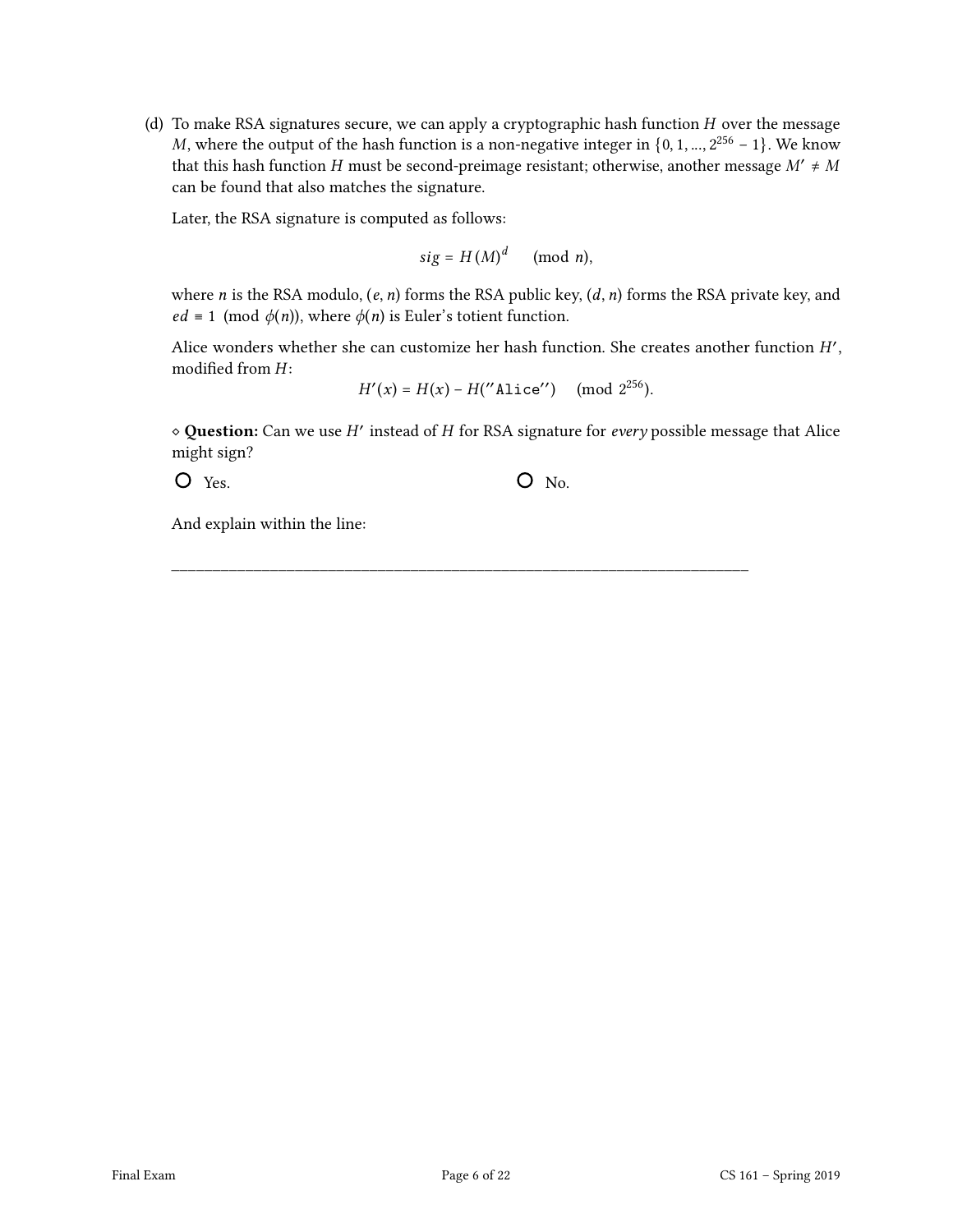(d) To make RSA signatures secure, we can apply a cryptographic hash function $H$ over the message $M$, where the output of the hash function is a non-negative integer in $\{0, 1, ..., 2^{256} - 1\}$. We know that this hash function $H$ must be second-preimage resistant; otherwise, another message $M' \neq M$ can be found that also matches the signature.

Later, the RSA signature is computed as follows:

$$sig = H(M)^d \pmod{n},$$

where $n$ is the RSA modulo, $(e, n)$ forms the RSA public key, $(d, n)$ forms the RSA private key, and $ed \equiv 1 \pmod{\phi(n)}$, where $\phi(n)$ is Euler's totient function.

Alice wonders whether she can customize her hash function. She creates another function $H'$, modified from $H$:

$$H'(x) = H(x) - H(''\texttt{Alice}'') \pmod{2^{256}}.$$

⋄ **Question:** Can we use $H'$ instead of $H$ for RSA signature for *every* possible message that Alice might sign?

○ Yes. ○ No.

And explain within the line:

\_\_\_\_\_\_\_\_\_\_\_\_\_\_\_\_\_\_\_\_\_\_\_\_\_\_\_\_\_\_\_\_\_\_\_\_\_\_\_\_\_\_\_\_\_\_\_\_\_\_\_\_\_\_\_\_\_\_\_\_\_\_\_\_\_\_\_\_\_\_\_\_\_\_\_\_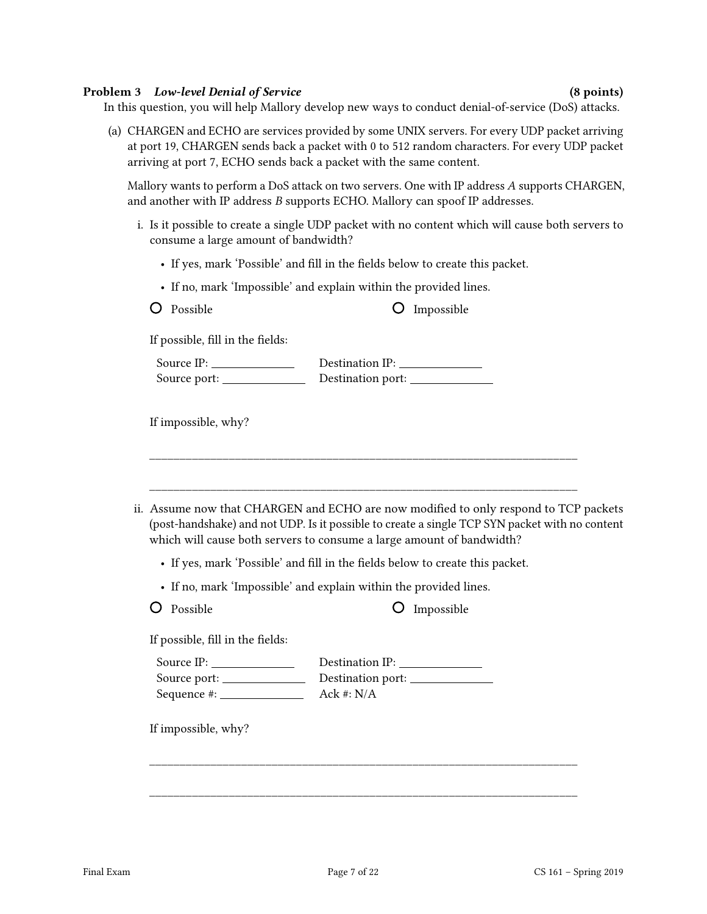**Problem 3** *Low-level Denial of Service* **(8 points)**

In this question, you will help Mallory develop new ways to conduct denial-of-service (DoS) attacks.

(a) CHARGEN and ECHO are services provided by some UNIX servers. For every UDP packet arriving at port 19, CHARGEN sends back a packet with 0 to 512 random characters. For every UDP packet arriving at port 7, ECHO sends back a packet with the same content.

Mallory wants to perform a DoS attack on two servers. One with IP address $A$ supports CHARGEN, and another with IP address $B$ supports ECHO. Mallory can spoof IP addresses.

i. Is it possible to create a single UDP packet with no content which will cause both servers to consume a large amount of bandwidth?

- If yes, mark 'Possible' and fill in the fields below to create this packet.
- If no, mark 'Impossible' and explain within the provided lines.

O Possible O Impossible

If possible, fill in the fields:

Source IP: \_\_\_\_\_\_\_\_\_\_\_\_ Destination IP: \_\_\_\_\_\_\_\_\_\_\_\_
Source port: \_\_\_\_\_\_\_\_\_\_\_\_ Destination port: \_\_\_\_\_\_\_\_\_\_\_\_

If impossible, why?

\_\_\_\_\_\_\_\_\_\_\_\_\_\_\_\_\_\_\_\_\_\_\_\_\_\_\_\_\_\_\_\_\_\_\_\_\_\_\_\_\_\_\_\_\_\_\_\_\_\_\_\_\_\_\_\_\_\_\_\_\_\_\_\_

\_\_\_\_\_\_\_\_\_\_\_\_\_\_\_\_\_\_\_\_\_\_\_\_\_\_\_\_\_\_\_\_\_\_\_\_\_\_\_\_\_\_\_\_\_\_\_\_\_\_\_\_\_\_\_\_\_\_\_\_\_\_\_\_

ii. Assume now that CHARGEN and ECHO are now modified to only respond to TCP packets (post-handshake) and not UDP. Is it possible to create a single TCP SYN packet with no content which will cause both servers to consume a large amount of bandwidth?

- If yes, mark 'Possible' and fill in the fields below to create this packet.
- If no, mark 'Impossible' and explain within the provided lines.

O Possible O Impossible

If possible, fill in the fields:

Source IP: \_\_\_\_\_\_\_\_\_\_\_\_ Destination IP: \_\_\_\_\_\_\_\_\_\_\_\_
Source port: \_\_\_\_\_\_\_\_\_\_\_\_ Destination port: \_\_\_\_\_\_\_\_\_\_\_\_
Sequence #: \_\_\_\_\_\_\_\_\_\_\_\_ Ack #: N/A

If impossible, why?

\_\_\_\_\_\_\_\_\_\_\_\_\_\_\_\_\_\_\_\_\_\_\_\_\_\_\_\_\_\_\_\_\_\_\_\_\_\_\_\_\_\_\_\_\_\_\_\_\_\_\_\_\_\_\_\_\_\_\_\_\_\_\_\_

\_\_\_\_\_\_\_\_\_\_\_\_\_\_\_\_\_\_\_\_\_\_\_\_\_\_\_\_\_\_\_\_\_\_\_\_\_\_\_\_\_\_\_\_\_\_\_\_\_\_\_\_\_\_\_\_\_\_\_\_\_\_\_\_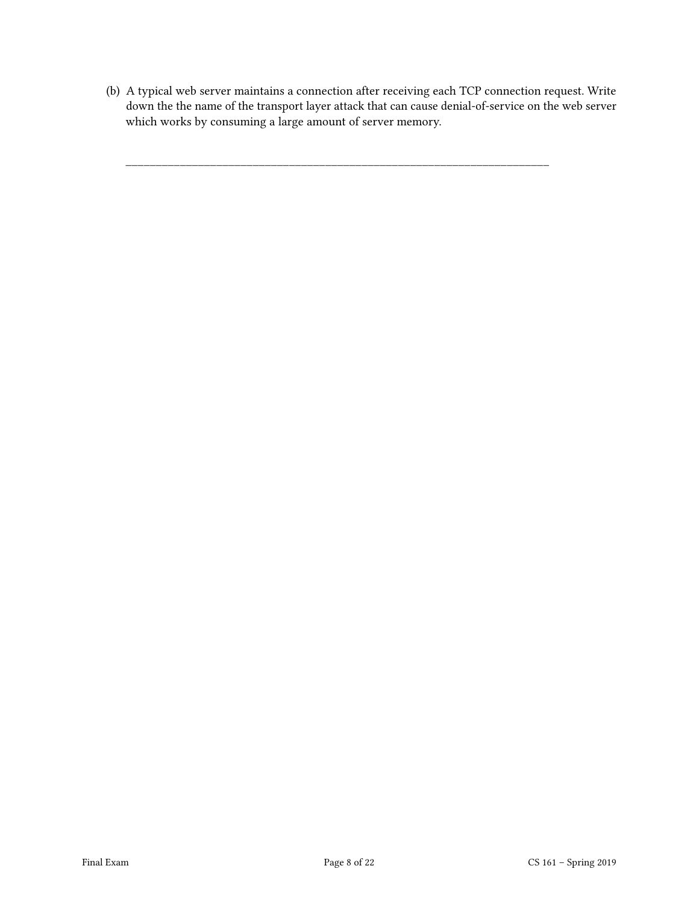(b) A typical web server maintains a connection after receiving each TCP connection request. Write down the the name of the transport layer attack that can cause denial-of-service on the web server which works by consuming a large amount of server memory.

\_\_\_\_\_\_\_\_\_\_\_\_\_\_\_\_\_\_\_\_\_\_\_\_\_\_\_\_\_\_\_\_\_\_\_\_\_\_\_\_\_\_\_\_\_\_\_\_\_\_\_\_\_\_\_\_\_\_\_\_\_\_\_\_\_\_\_\_\_\_\_\_\_\_\_\_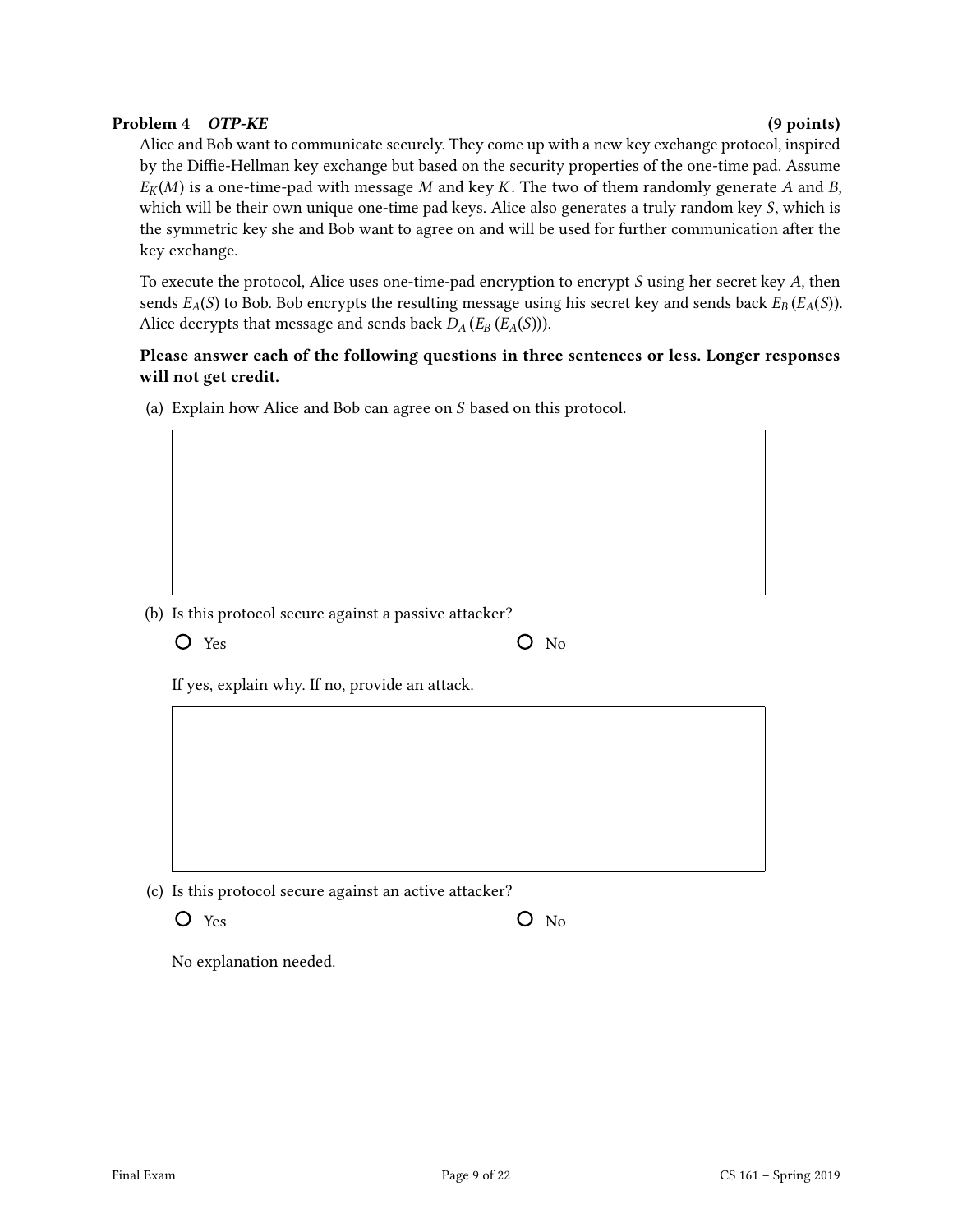**Problem 4** ***OTP-KE*** **(9 points)**

Alice and Bob want to communicate securely. They come up with a new key exchange protocol, inspired by the Diffie-Hellman key exchange but based on the security properties of the one-time pad. Assume $E_K(M)$ is a one-time-pad with message $M$ and key $K$. The two of them randomly generate $A$ and $B$, which will be their own unique one-time pad keys. Alice also generates a truly random key $S$, which is the symmetric key she and Bob want to agree on and will be used for further communication after the key exchange.

To execute the protocol, Alice uses one-time-pad encryption to encrypt $S$ using her secret key $A$, then sends $E_A(S)$ to Bob. Bob encrypts the resulting message using his secret key and sends back $E_B(E_A(S))$. Alice decrypts that message and sends back $D_A(E_B(E_A(S)))$.

**Please answer each of the following questions in three sentences or less. Longer responses will not get credit.**

(a) Explain how Alice and Bob can agree on $S$ based on this protocol.

(b) Is this protocol secure against a passive attacker?

○ Yes ○ No

If yes, explain why. If no, provide an attack.

(c) Is this protocol secure against an active attacker?

○ Yes ○ No

No explanation needed.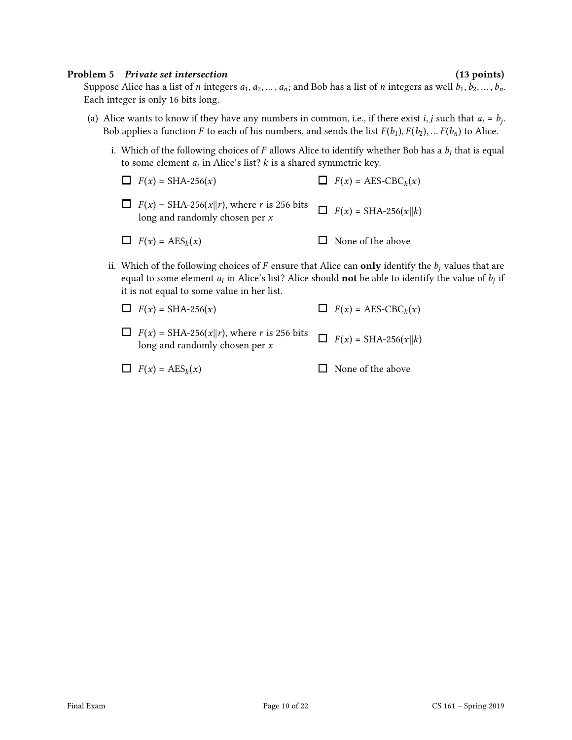**Problem 5** ***Private set intersection*** **(13 points)**

Suppose Alice has a list of $n$ integers $a_1, a_2, \ldots, a_n$; and Bob has a list of $n$ integers as well $b_1, b_2, \ldots, b_n$. Each integer is only 16 bits long.

(a) Alice wants to know if they have any numbers in common, i.e., if there exist $i, j$ such that $a_i = b_j$. Bob applies a function $F$ to each of his numbers, and sends the list $F(b_1), F(b_2), \ldots F(b_n)$ to Alice.

i. Which of the following choices of $F$ allows Alice to identify whether Bob has a $b_j$ that is equal to some element $a_i$ in Alice's list? $k$ is a shared symmetric key.

- ☐ $F(x)$ = SHA-256($x$)
- ☐ $F(x)$ = AES-CBC$_k$($x$)
- ☐ $F(x)$ = SHA-256($x \| r$), where $r$ is 256 bits long and randomly chosen per $x$
- ☐ $F(x)$ = SHA-256($x \| k$)
- ☐ $F(x)$ = AES$_k$($x$)
- ☐ None of the above

ii. Which of the following choices of $F$ ensure that Alice can **only** identify the $b_j$ values that are equal to some element $a_i$ in Alice's list? Alice should **not** be able to identify the value of $b_j$ if it is not equal to some value in her list.

- ☐ $F(x)$ = SHA-256($x$)
- ☐ $F(x)$ = AES-CBC$_k$($x$)
- ☐ $F(x)$ = SHA-256($x \| r$), where $r$ is 256 bits long and randomly chosen per $x$
- ☐ $F(x)$ = SHA-256($x \| k$)
- ☐ $F(x)$ = AES$_k$($x$)
- ☐ None of the above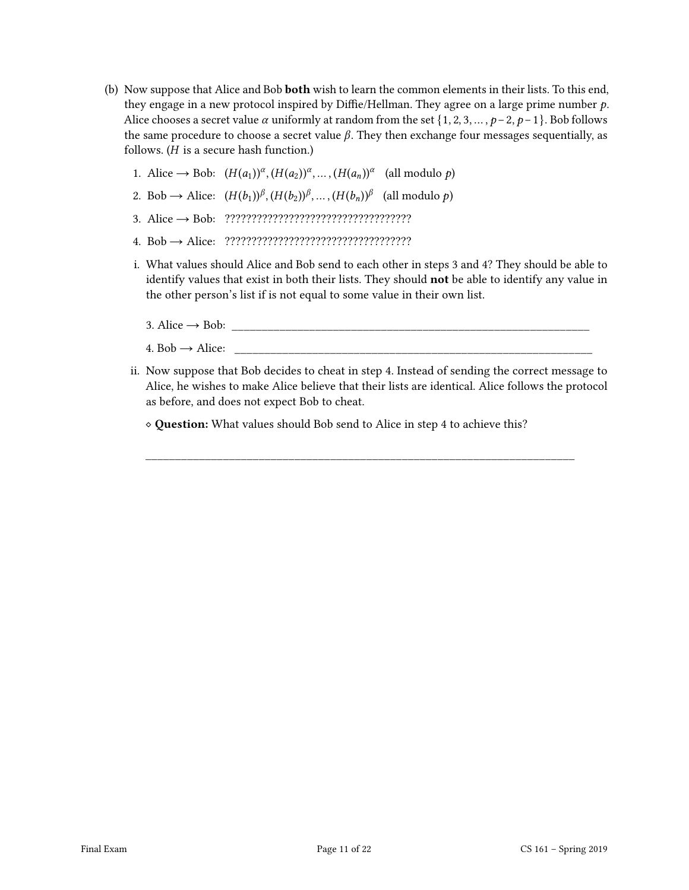(b) Now suppose that Alice and Bob **both** wish to learn the common elements in their lists. To this end, they engage in a new protocol inspired by Diffie/Hellman. They agree on a large prime number $p$. Alice chooses a secret value $\alpha$ uniformly at random from the set $\{1, 2, 3, \ldots, p-2, p-1\}$. Bob follows the same procedure to choose a secret value $\beta$. They then exchange four messages sequentially, as follows. ($H$ is a secure hash function.)

1. Alice $\longrightarrow$ Bob: $(H(a_1))^\alpha, (H(a_2))^\alpha, \ldots, (H(a_n))^\alpha$ (all modulo $p$)
2. Bob $\longrightarrow$ Alice: $(H(b_1))^\beta, (H(b_2))^\beta, \ldots, (H(b_n))^\beta$ (all modulo $p$)
3. Alice $\longrightarrow$ Bob: ???????????????????????????????????
4. Bob $\longrightarrow$ Alice: ???????????????????????????????????

i. What values should Alice and Bob send to each other in steps 3 and 4? They should be able to identify values that exist in both their lists. They should **not** be able to identify any value in the other person's list if is not equal to some value in their own list.

3. Alice $\longrightarrow$ Bob: \_\_\_\_\_\_\_\_\_\_\_\_\_\_\_\_\_\_\_\_\_\_\_\_\_\_\_\_\_\_\_\_\_\_\_\_\_\_\_\_\_\_\_\_\_\_\_\_\_\_

4. Bob $\longrightarrow$ Alice: \_\_\_\_\_\_\_\_\_\_\_\_\_\_\_\_\_\_\_\_\_\_\_\_\_\_\_\_\_\_\_\_\_\_\_\_\_\_\_\_\_\_\_\_\_\_\_\_\_\_

ii. Now suppose that Bob decides to cheat in step 4. Instead of sending the correct message to Alice, he wishes to make Alice believe that their lists are identical. Alice follows the protocol as before, and does not expect Bob to cheat.

⋄ **Question:** What values should Bob send to Alice in step 4 to achieve this?

\_\_\_\_\_\_\_\_\_\_\_\_\_\_\_\_\_\_\_\_\_\_\_\_\_\_\_\_\_\_\_\_\_\_\_\_\_\_\_\_\_\_\_\_\_\_\_\_\_\_\_\_\_\_\_\_\_\_\_\_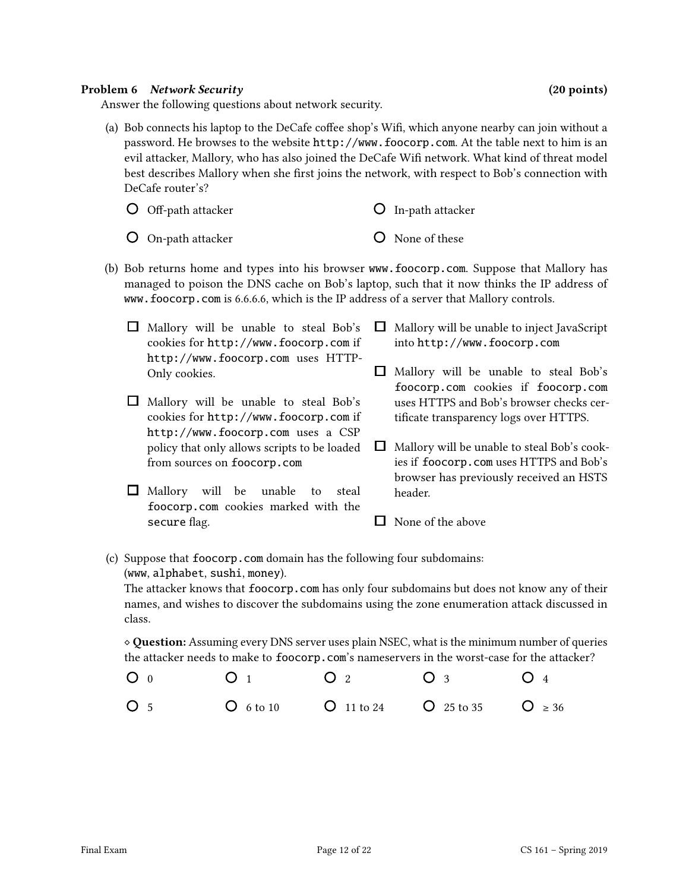**Problem 6** ***Network Security*** **(20 points)**

Answer the following questions about network security.

(a) Bob connects his laptop to the DeCafe coffee shop's Wifi, which anyone nearby can join without a password. He browses to the website `http://www.foocorp.com`. At the table next to him is an evil attacker, Mallory, who has also joined the DeCafe Wifi network. What kind of threat model best describes Mallory when she first joins the network, with respect to Bob's connection with DeCafe router's?

- ○ Off-path attacker
- ○ In-path attacker
- ○ On-path attacker
- ○ None of these

(b) Bob returns home and types into his browser `www.foocorp.com`. Suppose that Mallory has managed to poison the DNS cache on Bob's laptop, such that it now thinks the IP address of `www.foocorp.com` is 6.6.6.6, which is the IP address of a server that Mallory controls.

- ☐ Mallory will be unable to steal Bob's cookies for `http://www.foocorp.com` if `http://www.foocorp.com` uses HTTP-Only cookies.
- ☐ Mallory will be unable to steal Bob's cookies for `http://www.foocorp.com` if `http://www.foocorp.com` uses a CSP policy that only allows scripts to be loaded from sources on `foocorp.com`
- ☐ Mallory will be unable to steal `foocorp.com` cookies marked with the `secure` flag.
- ☐ Mallory will be unable to inject JavaScript into `http://www.foocorp.com`
- ☐ Mallory will be unable to steal Bob's `foocorp.com` cookies if `foocorp.com` uses HTTPS and Bob's browser checks certificate transparency logs over HTTPS.
- ☐ Mallory will be unable to steal Bob's cookies if `foocorp.com` uses HTTPS and Bob's browser has previously received an HSTS header.
- ☐ None of the above

(c) Suppose that `foocorp.com` domain has the following four subdomains:
(`www`, `alphabet`, `sushi`, `money`).
The attacker knows that `foocorp.com` has only four subdomains but does not know any of their names, and wishes to discover the subdomains using the zone enumeration attack discussed in class.

⋄ **Question:** Assuming every DNS server uses plain NSEC, what is the minimum number of queries the attacker needs to make to `foocorp.com`'s nameservers in the worst-case for the attacker?

- ○ 0
- ○ 1
- ○ 2
- ○ 3
- ○ 4
- ○ 5
- ○ 6 to 10
- ○ 11 to 24
- ○ 25 to 35
- ○ ≥ 36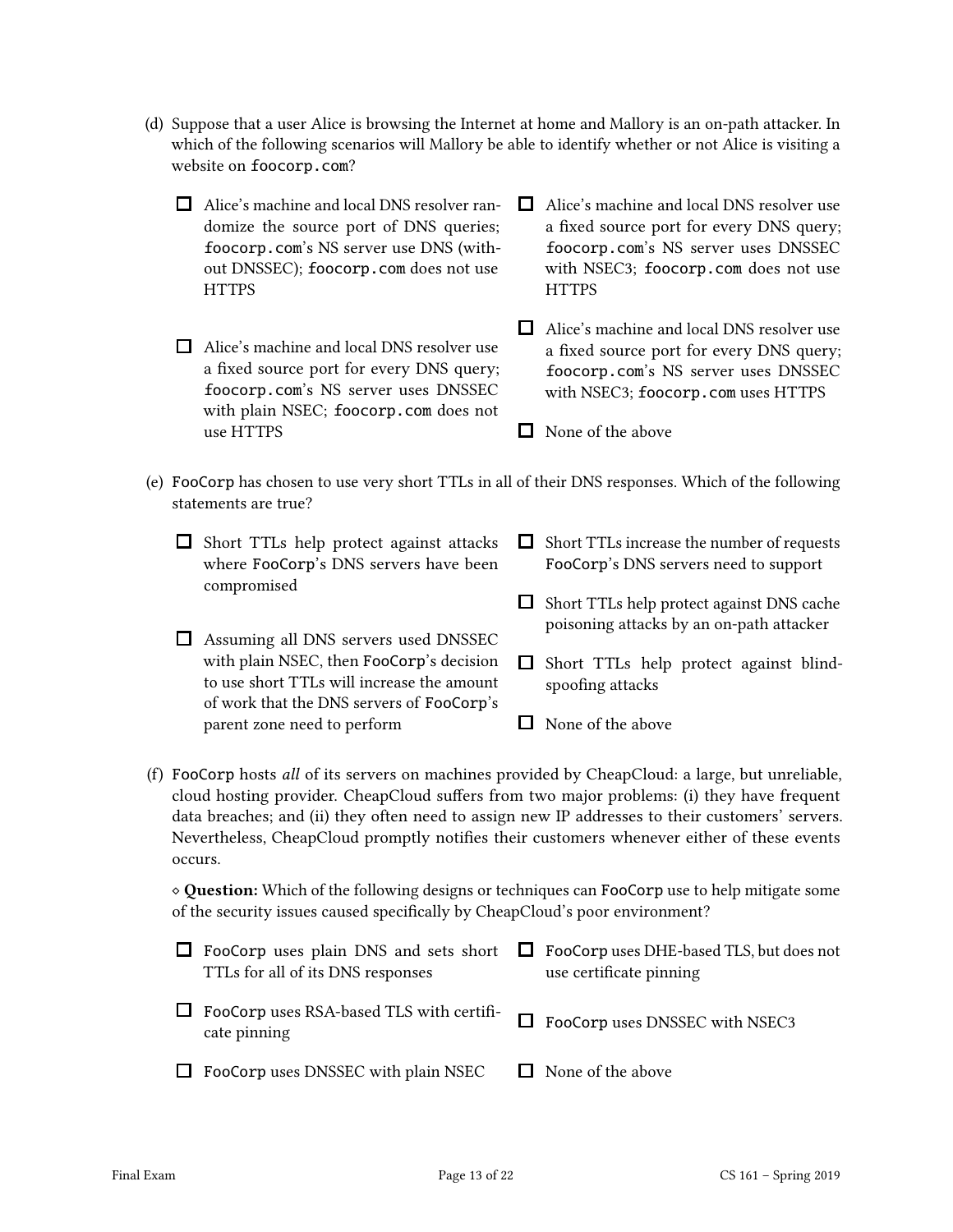(d) Suppose that a user Alice is browsing the Internet at home and Mallory is an on-path attacker. In which of the following scenarios will Mallory be able to identify whether or not Alice is visiting a website on `foocorp.com`?

- ☐ Alice's machine and local DNS resolver randomize the source port of DNS queries; `foocorp.com`'s NS server use DNS (without DNSSEC); `foocorp.com` does not use HTTPS
- ☐ Alice's machine and local DNS resolver use a fixed source port for every DNS query; `foocorp.com`'s NS server uses DNSSEC with plain NSEC; `foocorp.com` does not use HTTPS
- ☐ Alice's machine and local DNS resolver use a fixed source port for every DNS query; `foocorp.com`'s NS server uses DNSSEC with NSEC3; `foocorp.com` does not use HTTPS
- ☐ Alice's machine and local DNS resolver use a fixed source port for every DNS query; `foocorp.com`'s NS server uses DNSSEC with NSEC3; `foocorp.com` uses HTTPS
- ☐ None of the above

(e) `FooCorp` has chosen to use very short TTLs in all of their DNS responses. Which of the following statements are true?

- ☐ Short TTLs help protect against attacks where `FooCorp`'s DNS servers have been compromised
- ☐ Assuming all DNS servers used DNSSEC with plain NSEC, then `FooCorp`'s decision to use short TTLs will increase the amount of work that the DNS servers of `FooCorp`'s parent zone need to perform
- ☐ Short TTLs increase the number of requests `FooCorp`'s DNS servers need to support
- ☐ Short TTLs help protect against DNS cache poisoning attacks by an on-path attacker
- ☐ Short TTLs help protect against blind-spoofing attacks
- ☐ None of the above

(f) `FooCorp` hosts *all* of its servers on machines provided by CheapCloud: a large, but unreliable, cloud hosting provider. CheapCloud suffers from two major problems: (i) they have frequent data breaches; and (ii) they often need to assign new IP addresses to their customers' servers. Nevertheless, CheapCloud promptly notifies their customers whenever either of these events occurs.

⋄ **Question:** Which of the following designs or techniques can `FooCorp` use to help mitigate some of the security issues caused specifically by CheapCloud's poor environment?

- ☐ `FooCorp` uses plain DNS and sets short TTLs for all of its DNS responses
- ☐ `FooCorp` uses RSA-based TLS with certificate pinning
- ☐ `FooCorp` uses DNSSEC with plain NSEC
- ☐ `FooCorp` uses DHE-based TLS, but does not use certificate pinning
- ☐ `FooCorp` uses DNSSEC with NSEC3
- ☐ None of the above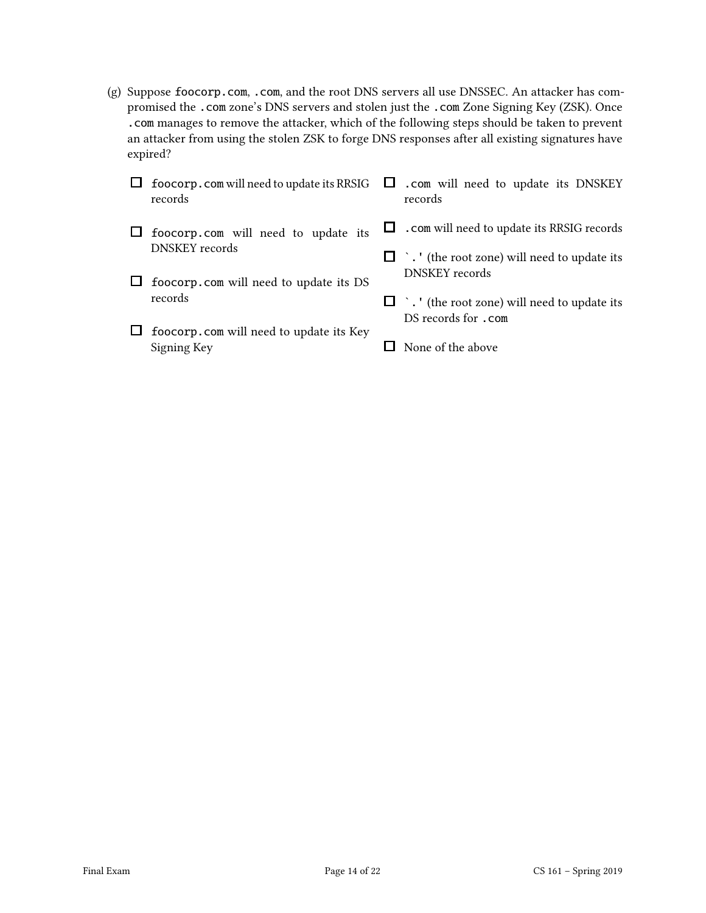(g) Suppose `foocorp.com`, `.com`, and the root DNS servers all use DNSSEC. An attacker has compromised the `.com` zone's DNS servers and stolen just the `.com` Zone Signing Key (ZSK). Once `.com` manages to remove the attacker, which of the following steps should be taken to prevent an attacker from using the stolen ZSK to forge DNS responses after all existing signatures have expired?

- ☐ `foocorp.com` will need to update its RRSIG records
- ☐ `foocorp.com` will need to update its DNSKEY records
- ☐ `foocorp.com` will need to update its DS records
- ☐ `foocorp.com` will need to update its Key Signing Key
- ☐ `.com` will need to update its DNSKEY records
- ☐ `.com` will need to update its RRSIG records
- ☐ `'.'` (the root zone) will need to update its DNSKEY records
- ☐ `'.'` (the root zone) will need to update its DS records for `.com`
- ☐ None of the above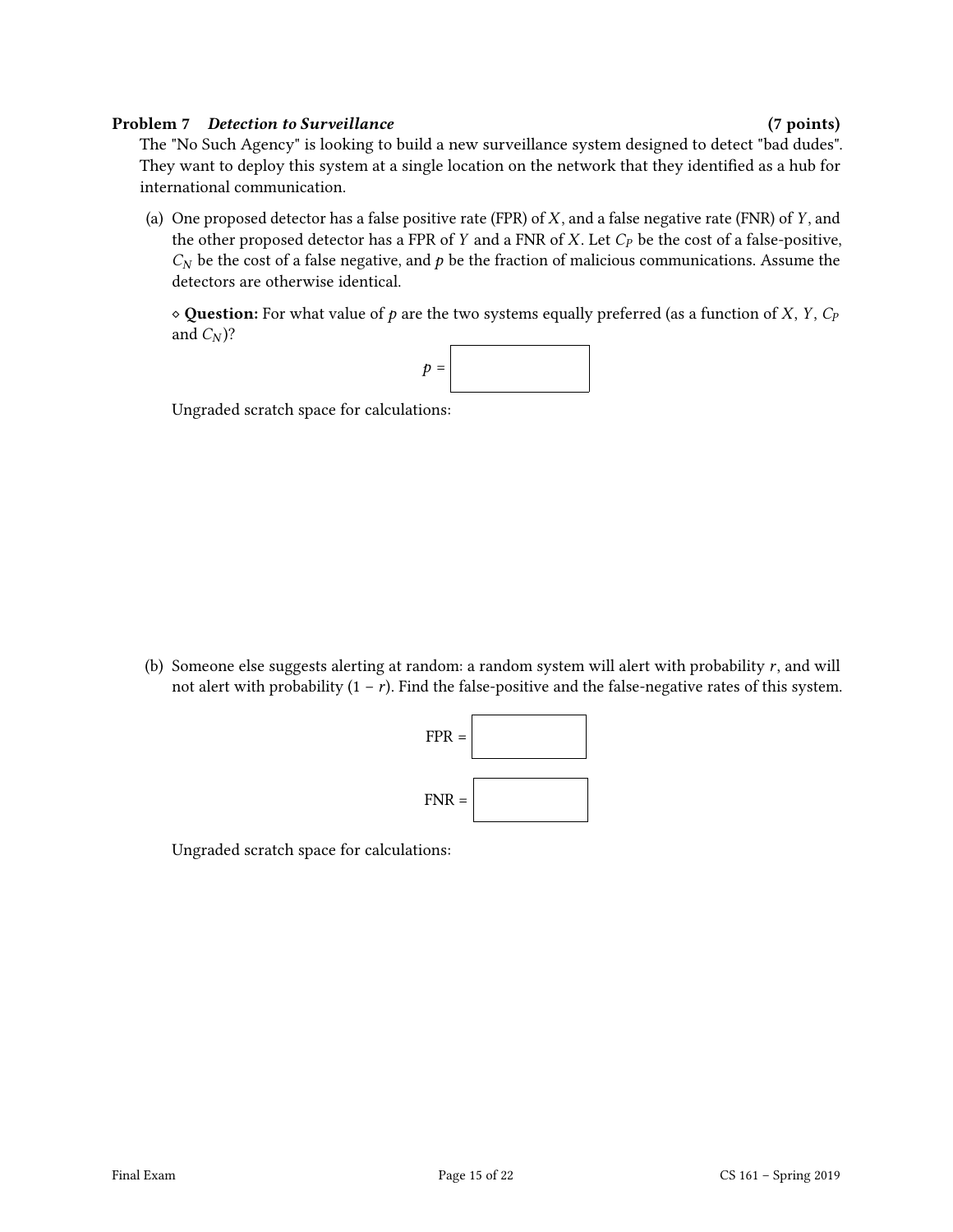### Problem 7 *Detection to Surveillance* (7 points)

The "No Such Agency" is looking to build a new surveillance system designed to detect "bad dudes". They want to deploy this system at a single location on the network that they identified as a hub for international communication.

(a) One proposed detector has a false positive rate (FPR) of $X$, and a false negative rate (FNR) of $Y$, and the other proposed detector has a FPR of $Y$ and a FNR of $X$. Let $C_P$ be the cost of a false-positive, $C_N$ be the cost of a false negative, and $p$ be the fraction of malicious communications. Assume the detectors are otherwise identical.

◇ **Question:** For what value of $p$ are the two systems equally preferred (as a function of $X$, $Y$, $C_P$ and $C_N$)?

$p =$ ____________

Ungraded scratch space for calculations:

(b) Someone else suggests alerting at random: a random system will alert with probability $r$, and will not alert with probability $(1 - r)$. Find the false-positive and the false-negative rates of this system.

FPR = ____________

FNR = ____________

Ungraded scratch space for calculations: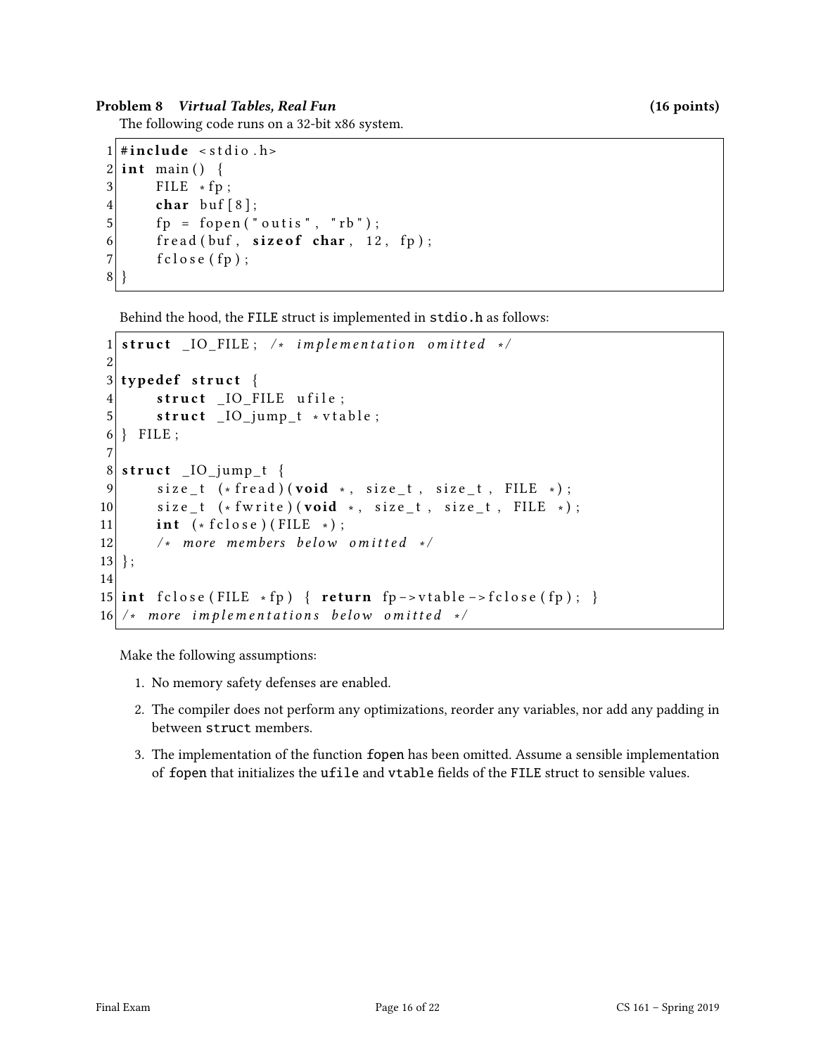### Problem 8 *Virtual Tables, Real Fun* (16 points)

The following code runs on a 32-bit x86 system.

```
1  #include <stdio.h>
2  int main() {
3      FILE *fp;
4      char buf[8];
5      fp = fopen("outis", "rb");
6      fread(buf, sizeof char, 12, fp);
7      fclose(fp);
8  }
```

Behind the hood, the FILE struct is implemented in stdio.h as follows:

```
1  struct _IO_FILE; /* implementation omitted */
2
3  typedef struct {
4      struct _IO_FILE ufile;
5      struct _IO_jump_t *vtable;
6  } FILE;
7
8  struct _IO_jump_t {
9      size_t (*fread)(void *, size_t, size_t, FILE *);
10     size_t (*fwrite)(void *, size_t, size_t, FILE *);
11     int (*fclose)(FILE *);
12     /* more members below omitted */
13 };
14
15 int fclose(FILE *fp) { return fp->vtable->fclose(fp); }
16 /* more implementations below omitted */
```

Make the following assumptions:

1. No memory safety defenses are enabled.
2. The compiler does not perform any optimizations, reorder any variables, nor add any padding in between struct members.
3. The implementation of the function fopen has been omitted. Assume a sensible implementation of fopen that initializes the ufile and vtable fields of the FILE struct to sensible values.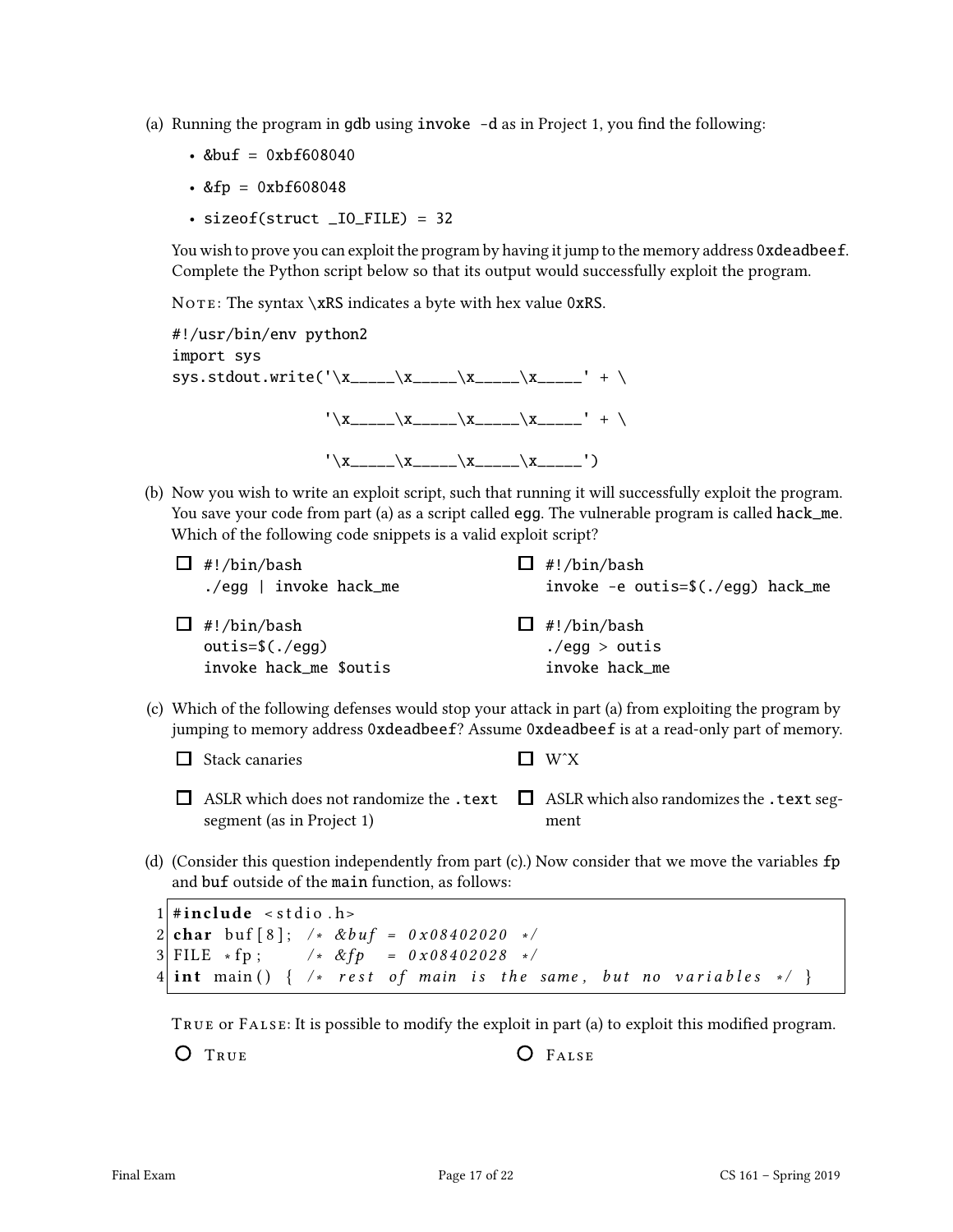(a) Running the program in gdb using `invoke -d` as in Project 1, you find the following:

- `&buf = 0xbf608040`
- `&fp = 0xbf608048`
- `sizeof(struct _IO_FILE) = 32`

You wish to prove you can exploit the program by having it jump to the memory address `0xdeadbeef`. Complete the Python script below so that its output would successfully exploit the program.

NOTE: The syntax `\xRS` indicates a byte with hex value `0xRS`.

```
#!/usr/bin/env python2
import sys
sys.stdout.write('\x_____\x_____\x_____\x_____' + \

                 '\x_____\x_____\x_____\x_____' + \

                 '\x_____\x_____\x_____\x_____')
```

(b) Now you wish to write an exploit script, such that running it will successfully exploit the program. You save your code from part (a) as a script called `egg`. The vulnerable program is called `hack_me`. Which of the following code snippets is a valid exploit script?

- ☐
```
#!/bin/bash
./egg | invoke hack_me
```
- ☐
```
#!/bin/bash
invoke -e outis=$(./egg) hack_me
```
- ☐
```
#!/bin/bash
outis=$(./egg)
invoke hack_me $outis
```
- ☐
```
#!/bin/bash
./egg > outis
invoke hack_me
```

(c) Which of the following defenses would stop your attack in part (a) from exploiting the program by jumping to memory address `0xdeadbeef`? Assume `0xdeadbeef` is at a read-only part of memory.

- ☐ Stack canaries
- ☐ W^X
- ☐ ASLR which does not randomize the `.text` segment (as in Project 1)
- ☐ ASLR which also randomizes the `.text` segment

(d) (Consider this question independently from part (c).) Now consider that we move the variables `fp` and `buf` outside of the `main` function, as follows:

```c
1 #include <stdio.h>
2 char buf[8];  /* &buf = 0x08402020 */
3 FILE *fp;     /* &fp  = 0x08402028 */
4 int main() { /* rest of main is the same, but no variables */ }
```

TRUE or FALSE: It is possible to modify the exploit in part (a) to exploit this modified program.

- ○ TRUE
- ○ FALSE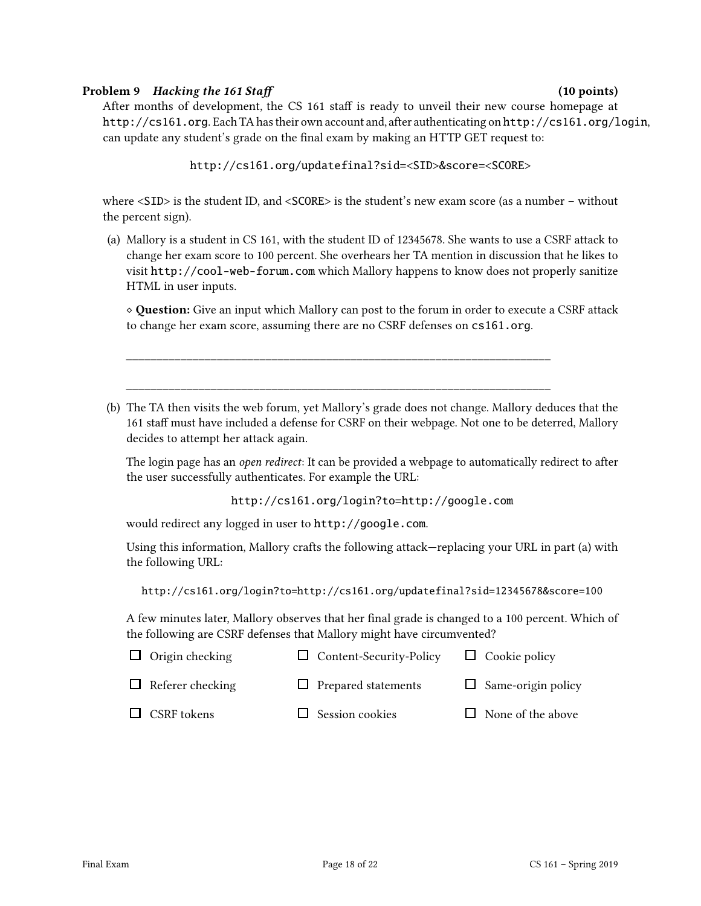**Problem 9** ***Hacking the 161 Staff*** **(10 points)**

After months of development, the CS 161 staff is ready to unveil their new course homepage at `http://cs161.org`. Each TA has their own account and, after authenticating on `http://cs161.org/login`, can update any student's grade on the final exam by making an HTTP GET request to:

```
http://cs161.org/updatefinal?sid=<SID>&score=<SCORE>
```

where `<SID>` is the student ID, and `<SCORE>` is the student's new exam score (as a number – without the percent sign).

(a) Mallory is a student in CS 161, with the student ID of 12345678. She wants to use a CSRF attack to change her exam score to 100 percent. She overhears her TA mention in discussion that he likes to visit `http://cool-web-forum.com` which Mallory happens to know does not properly sanitize HTML in user inputs.

◇ **Question:** Give an input which Mallory can post to the forum in order to execute a CSRF attack to change her exam score, assuming there are no CSRF defenses on `cs161.org`.

\_\_\_\_\_\_\_\_\_\_\_\_\_\_\_\_\_\_\_\_\_\_\_\_\_\_\_\_\_\_\_\_\_\_\_\_\_\_\_\_\_\_\_\_\_\_\_\_\_\_\_\_\_\_\_\_\_\_\_\_\_\_\_\_\_\_\_\_\_\_\_\_\_\_\_\_\_\_

\_\_\_\_\_\_\_\_\_\_\_\_\_\_\_\_\_\_\_\_\_\_\_\_\_\_\_\_\_\_\_\_\_\_\_\_\_\_\_\_\_\_\_\_\_\_\_\_\_\_\_\_\_\_\_\_\_\_\_\_\_\_\_\_\_\_\_\_\_\_\_\_\_\_\_\_\_\_

(b) The TA then visits the web forum, yet Mallory's grade does not change. Mallory deduces that the 161 staff must have included a defense for CSRF on their webpage. Not one to be deterred, Mallory decides to attempt her attack again.

The login page has an *open redirect*: It can be provided a webpage to automatically redirect to after the user successfully authenticates. For example the URL:

```
http://cs161.org/login?to=http://google.com
```

would redirect any logged in user to `http://google.com`.

Using this information, Mallory crafts the following attack—replacing your URL in part (a) with the following URL:

```
http://cs161.org/login?to=http://cs161.org/updatefinal?sid=12345678&score=100
```

A few minutes later, Mallory observes that her final grade is changed to a 100 percent. Which of the following are CSRF defenses that Mallory might have circumvented?

- ☐ Origin checking
- ☐ Content-Security-Policy
- ☐ Cookie policy
- ☐ Referer checking
- ☐ Prepared statements
- ☐ Same-origin policy
- ☐ CSRF tokens
- ☐ Session cookies
- ☐ None of the above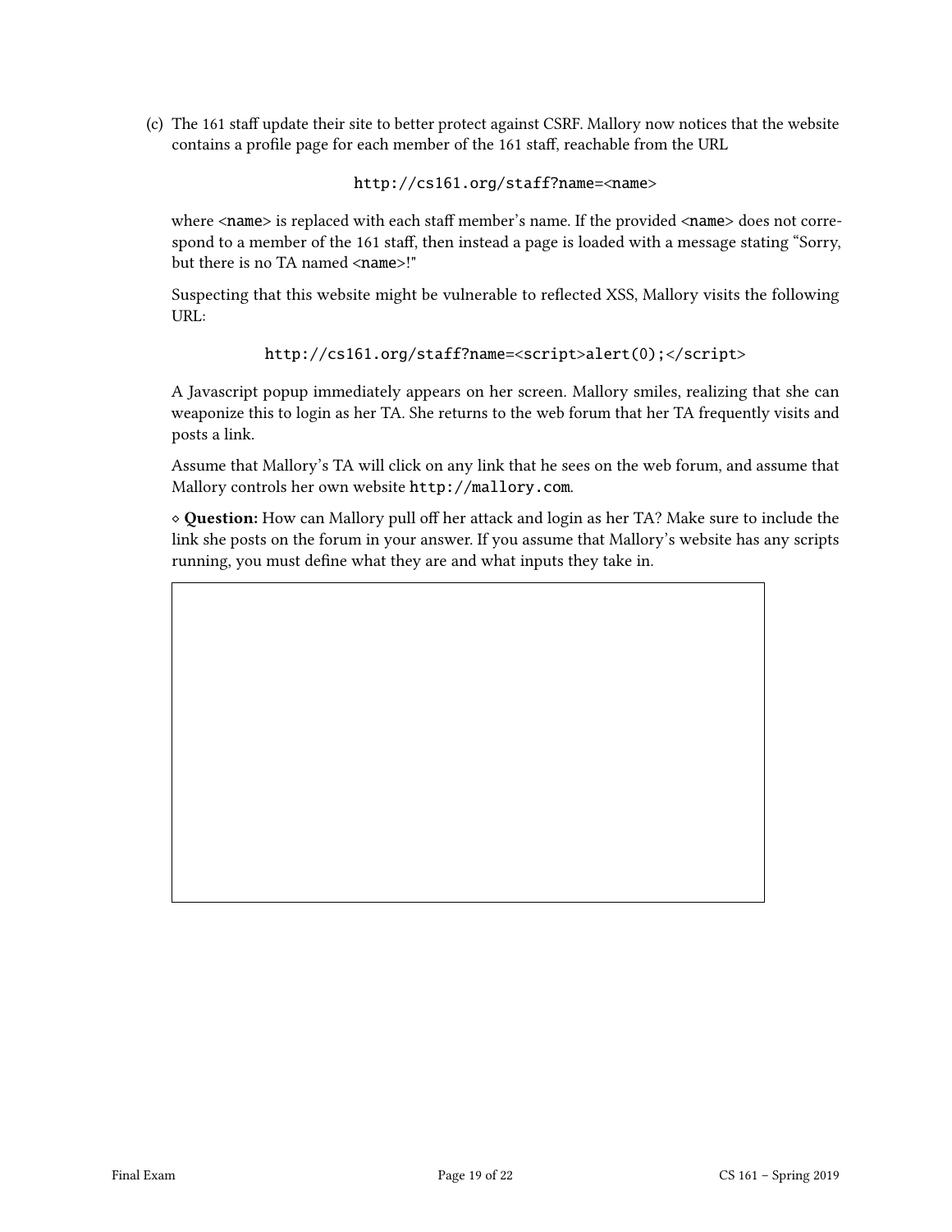(c) The 161 staff update their site to better protect against CSRF. Mallory now notices that the website contains a profile page for each member of the 161 staff, reachable from the URL

```
http://cs161.org/staff?name=<name>
```

where <name> is replaced with each staff member's name. If the provided <name> does not correspond to a member of the 161 staff, then instead a page is loaded with a message stating "Sorry, but there is no TA named <name>!"

Suspecting that this website might be vulnerable to reflected XSS, Mallory visits the following URL:

```
http://cs161.org/staff?name=<script>alert(0);</script>
```

A Javascript popup immediately appears on her screen. Mallory smiles, realizing that she can weaponize this to login as her TA. She returns to the web forum that her TA frequently visits and posts a link.

Assume that Mallory's TA will click on any link that he sees on the web forum, and assume that Mallory controls her own website http://mallory.com.

⋄ **Question:** How can Mallory pull off her attack and login as her TA? Make sure to include the link she posts on the forum in your answer. If you assume that Mallory's website has any scripts running, you must define what they are and what inputs they take in.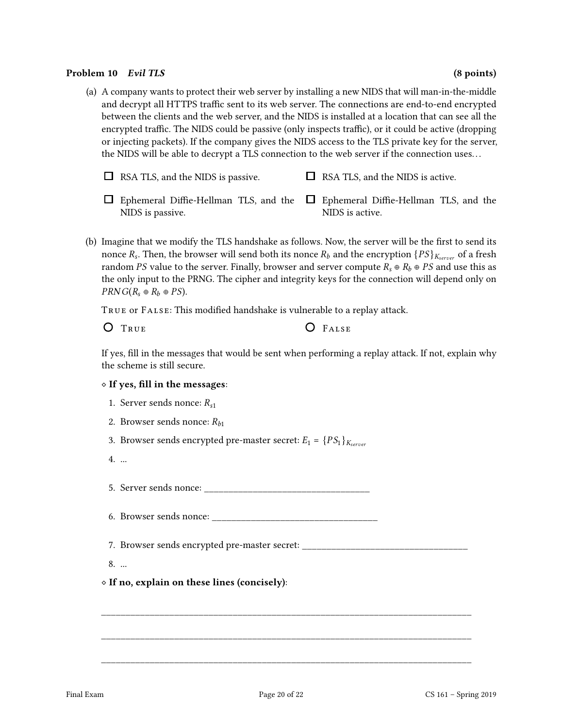**Problem 10** *Evil TLS* **(8 points)**

(a) A company wants to protect their web server by installing a new NIDS that will man-in-the-middle and decrypt all HTTPS traffic sent to its web server. The connections are end-to-end encrypted between the clients and the web server, and the NIDS is installed at a location that can see all the encrypted traffic. The NIDS could be passive (only inspects traffic), or it could be active (dropping or injecting packets). If the company gives the NIDS access to the TLS private key for the server, the NIDS will be able to decrypt a TLS connection to the web server if the connection uses…

- ☐ RSA TLS, and the NIDS is passive.
- ☐ RSA TLS, and the NIDS is active.
- ☐ Ephemeral Diffie-Hellman TLS, and the NIDS is passive.
- ☐ Ephemeral Diffie-Hellman TLS, and the NIDS is active.

(b) Imagine that we modify the TLS handshake as follows. Now, the server will be the first to send its nonce $R_s$. Then, the browser will send both its nonce $R_b$ and the encryption $\{PS\}_{K_{server}}$ of a fresh random $PS$ value to the server. Finally, browser and server compute $R_s \oplus R_b \oplus PS$ and use this as the only input to the PRNG. The cipher and integrity keys for the connection will depend only on $PRNG(R_s \oplus R_b \oplus PS)$.

TRUE or FALSE: This modified handshake is vulnerable to a replay attack.

- ○ TRUE
- ○ FALSE

If yes, fill in the messages that would be sent when performing a replay attack. If not, explain why the scheme is still secure.

◇ **If yes, fill in the messages**:

1. Server sends nonce: $R_{s1}$
2. Browser sends nonce: $R_{b1}$
3. Browser sends encrypted pre-master secret: $E_1 = \{PS_1\}_{K_{server}}$
4. ...
5. Server sends nonce: ______________________________
6. Browser sends nonce: ______________________________
7. Browser sends encrypted pre-master secret: ______________________________
8. ...

◇ **If no, explain on these lines (concisely)**:

________________________________________________________________________________

________________________________________________________________________________

________________________________________________________________________________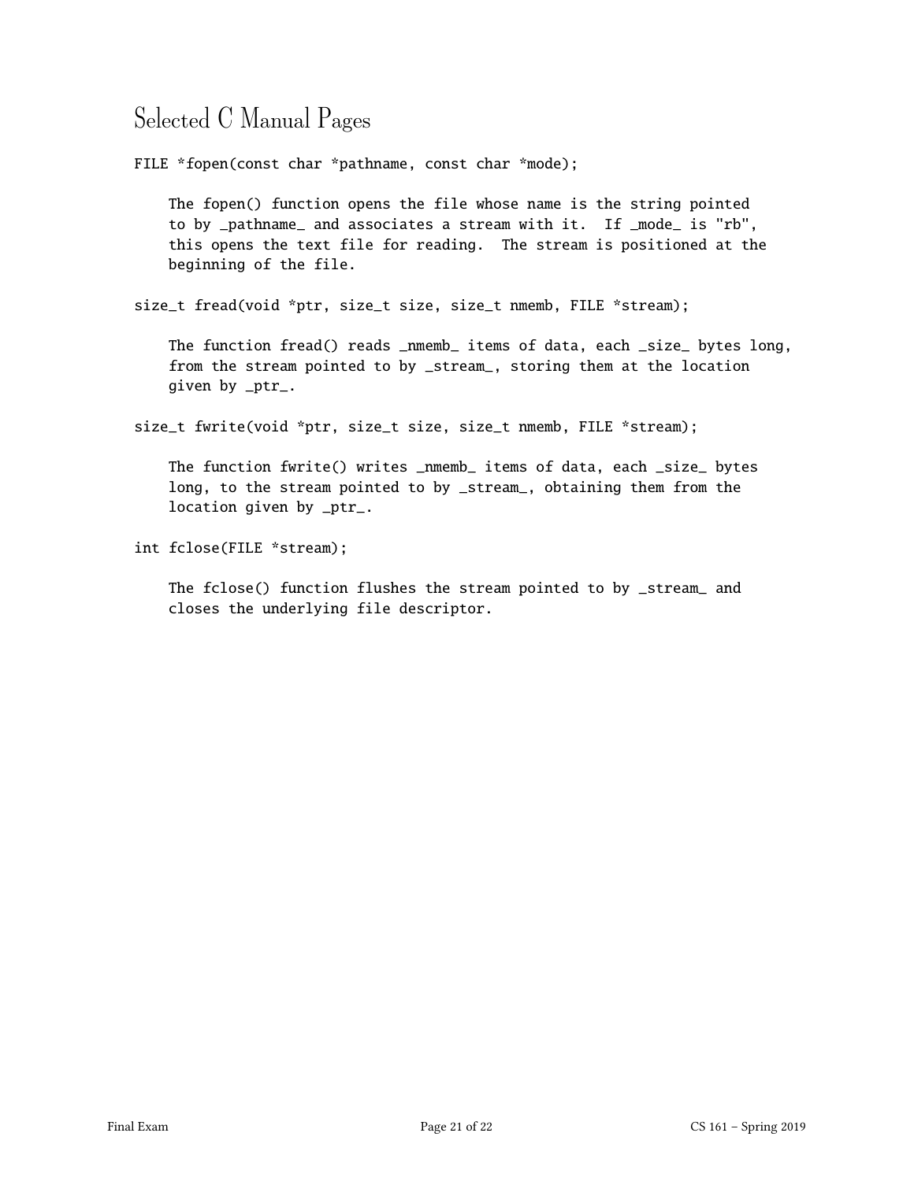# Selected C Manual Pages

```
FILE *fopen(const char *pathname, const char *mode);

    The fopen() function opens the file whose name is the string pointed
    to by _pathname_ and associates a stream with it.  If _mode_ is "rb",
    this opens the text file for reading.  The stream is positioned at the
    beginning of the file.

size_t fread(void *ptr, size_t size, size_t nmemb, FILE *stream);

    The function fread() reads _nmemb_ items of data, each _size_ bytes long,
    from the stream pointed to by _stream_, storing them at the location
    given by _ptr_.

size_t fwrite(void *ptr, size_t size, size_t nmemb, FILE *stream);

    The function fwrite() writes _nmemb_ items of data, each _size_ bytes
    long, to the stream pointed to by _stream_, obtaining them from the
    location given by _ptr_.

int fclose(FILE *stream);

    The fclose() function flushes the stream pointed to by _stream_ and
    closes the underlying file descriptor.
```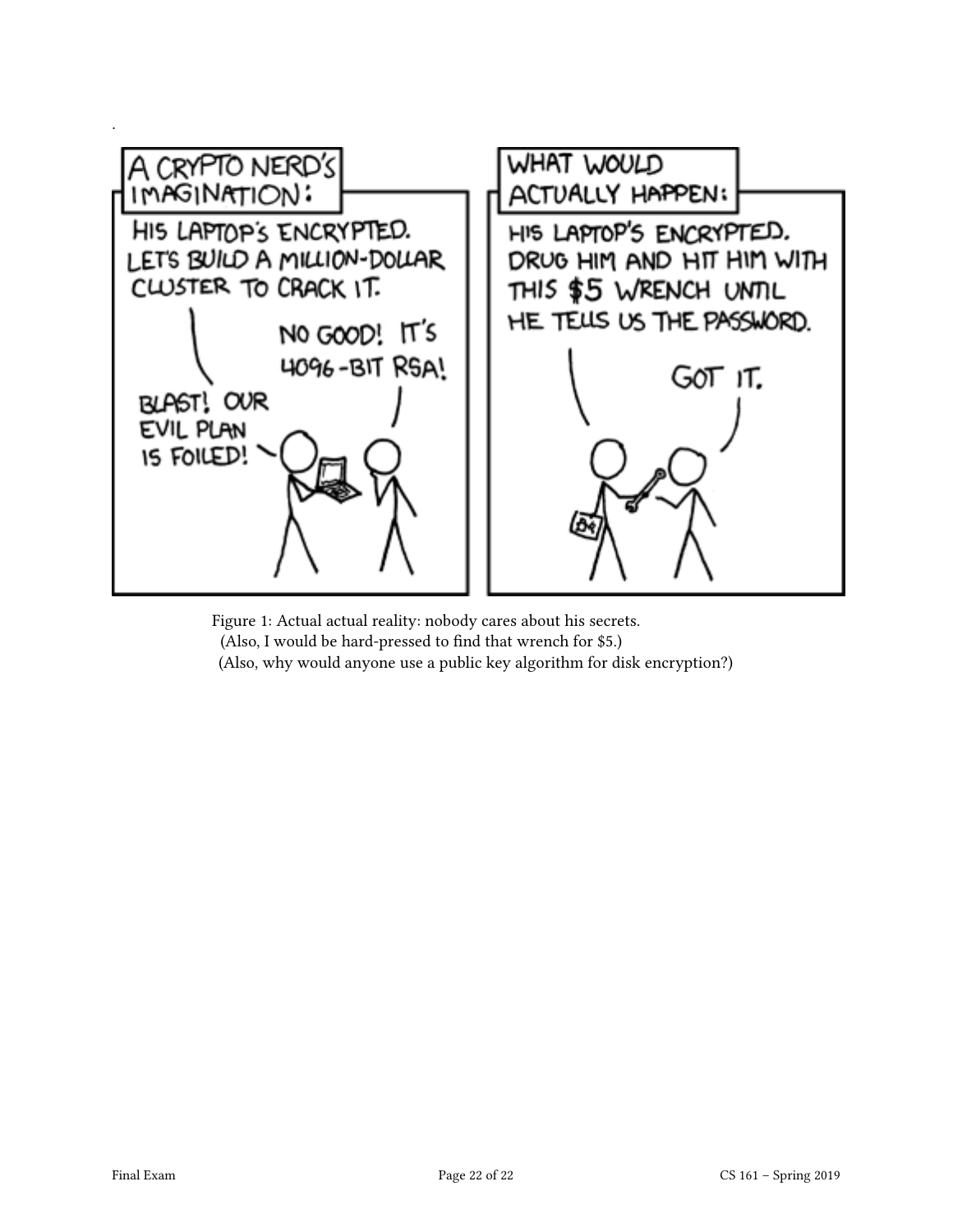Figure 1: Actual actual reality: nobody cares about his secrets.
(Also, I would be hard-pressed to find that wrench for $5.)
(Also, why would anyone use a public key algorithm for disk encryption?)